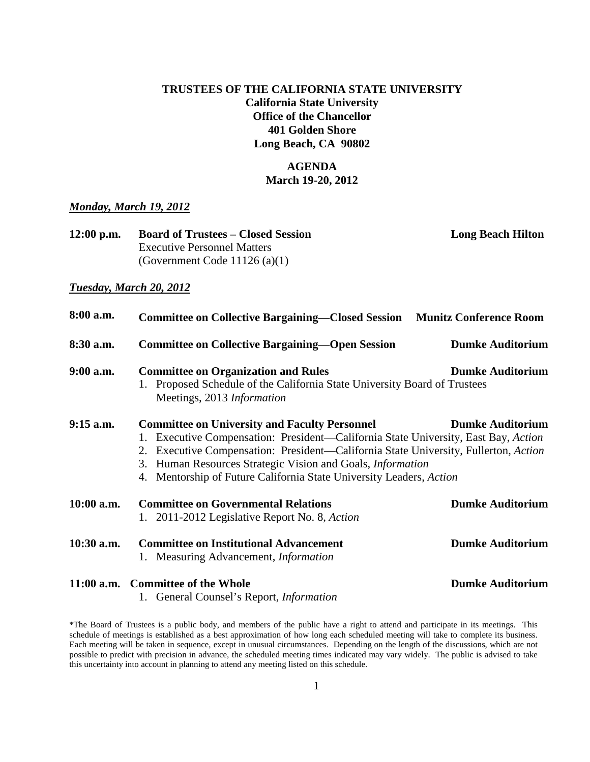**TRUSTEES OF THE CALIFORNIA STATE UNIVERSITY**
**California State University**
**Office of the Chancellor**
**401 Golden Shore**
**Long Beach, CA 90802**

**AGENDA**
**March 19-20, 2012**

***Monday, March 19, 2012***

**12:00 p.m.** **Board of Trustees – Closed Session** **Long Beach Hilton**
Executive Personnel Matters
(Government Code 11126 (a)(1)

***Tuesday, March 20, 2012***

**8:00 a.m.** **Committee on Collective Bargaining—Closed Session** **Munitz Conference Room**

**8:30 a.m.** **Committee on Collective Bargaining—Open Session** **Dumke Auditorium**

**9:00 a.m.** **Committee on Organization and Rules** **Dumke Auditorium**

1. Proposed Schedule of the California State University Board of Trustees Meetings, 2013 *Information*

**9:15 a.m.** **Committee on University and Faculty Personnel** **Dumke Auditorium**

1. Executive Compensation: President—California State University, East Bay, *Action*
2. Executive Compensation: President—California State University, Fullerton, *Action*
3. Human Resources Strategic Vision and Goals, *Information*
4. Mentorship of Future California State University Leaders, *Action*

**10:00 a.m.** **Committee on Governmental Relations** **Dumke Auditorium**

1. 2011-2012 Legislative Report No. 8, *Action*

**10:30 a.m.** **Committee on Institutional Advancement** **Dumke Auditorium**

1. Measuring Advancement, *Information*

**11:00 a.m.** **Committee of the Whole** **Dumke Auditorium**

1. General Counsel's Report, *Information*

*The Board of Trustees is a public body, and members of the public have a right to attend and participate in its meetings. This schedule of meetings is established as a best approximation of how long each scheduled meeting will take to complete its business. Each meeting will be taken in sequence, except in unusual circumstances. Depending on the length of the discussions, which are not possible to predict with precision in advance, the scheduled meeting times indicated may vary widely. The public is advised to take this uncertainty into account in planning to attend any meeting listed on this schedule.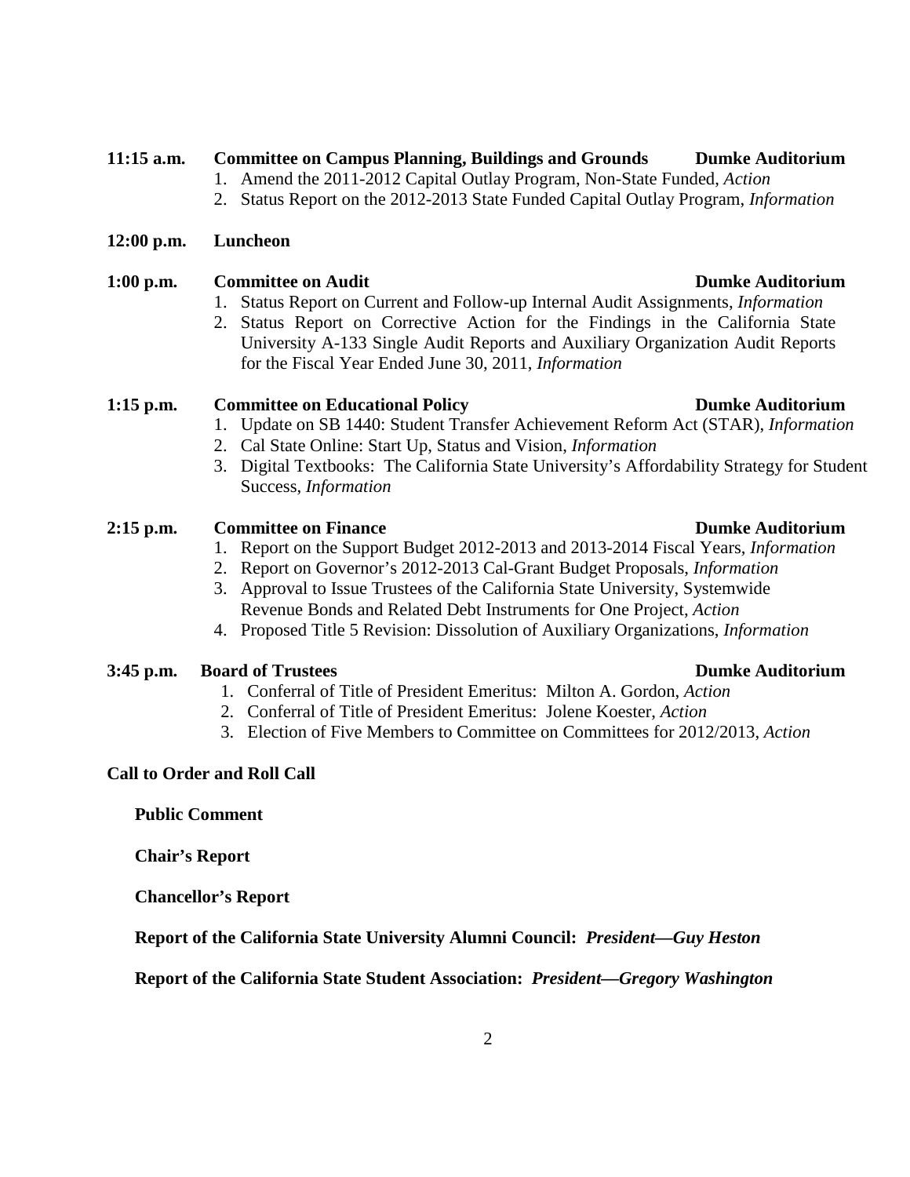**11:15 a.m.  Committee on Campus Planning, Buildings and Grounds  Dumke Auditorium**

1. Amend the 2011-2012 Capital Outlay Program, Non-State Funded, *Action*
2. Status Report on the 2012-2013 State Funded Capital Outlay Program, *Information*

**12:00 p.m.  Luncheon**

**1:00 p.m.  Committee on Audit  Dumke Auditorium**

1. Status Report on Current and Follow-up Internal Audit Assignments, *Information*
2. Status Report on Corrective Action for the Findings in the California State University A-133 Single Audit Reports and Auxiliary Organization Audit Reports for the Fiscal Year Ended June 30, 2011, *Information*

**1:15 p.m.  Committee on Educational Policy  Dumke Auditorium**

1. Update on SB 1440: Student Transfer Achievement Reform Act (STAR), *Information*
2. Cal State Online: Start Up, Status and Vision, *Information*
3. Digital Textbooks: The California State University's Affordability Strategy for Student Success, *Information*

**2:15 p.m.  Committee on Finance  Dumke Auditorium**

1. Report on the Support Budget 2012-2013 and 2013-2014 Fiscal Years, *Information*
2. Report on Governor's 2012-2013 Cal-Grant Budget Proposals, *Information*
3. Approval to Issue Trustees of the California State University, Systemwide Revenue Bonds and Related Debt Instruments for One Project, *Action*
4. Proposed Title 5 Revision: Dissolution of Auxiliary Organizations, *Information*

**3:45 p.m.  Board of Trustees  Dumke Auditorium**

1. Conferral of Title of President Emeritus: Milton A. Gordon, *Action*
2. Conferral of Title of President Emeritus: Jolene Koester, *Action*
3. Election of Five Members to Committee on Committees for 2012/2013, *Action*

**Call to Order and Roll Call**

**Public Comment**

**Chair's Report**

**Chancellor's Report**

**Report of the California State University Alumni Council:** ***President—Guy Heston***

**Report of the California State Student Association:** ***President—Gregory Washington***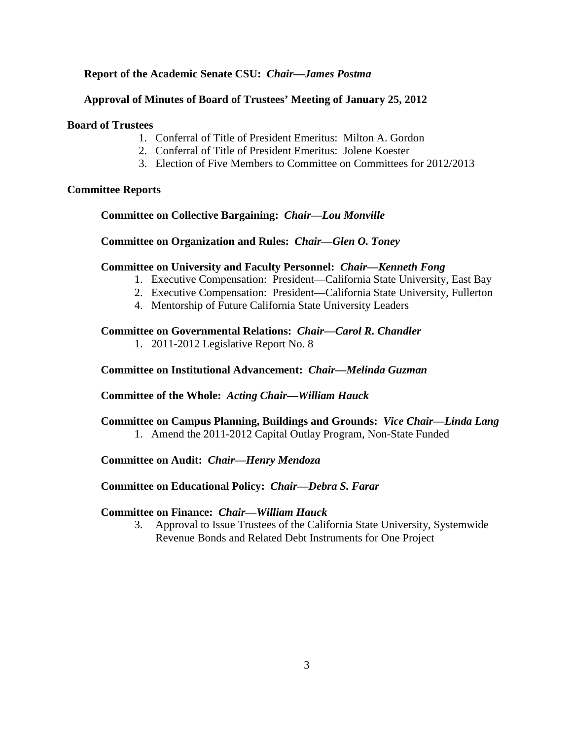**Report of the Academic Senate CSU:** ***Chair—James Postma***

**Approval of Minutes of Board of Trustees' Meeting of January 25, 2012**

**Board of Trustees**

1. Conferral of Title of President Emeritus: Milton A. Gordon
2. Conferral of Title of President Emeritus: Jolene Koester
3. Election of Five Members to Committee on Committees for 2012/2013

**Committee Reports**

**Committee on Collective Bargaining:** ***Chair—Lou Monville***

**Committee on Organization and Rules:** ***Chair—Glen O. Toney***

**Committee on University and Faculty Personnel:** ***Chair—Kenneth Fong***

1. Executive Compensation: President—California State University, East Bay
2. Executive Compensation: President—California State University, Fullerton

4. Mentorship of Future California State University Leaders

**Committee on Governmental Relations:** ***Chair—Carol R. Chandler***

1. 2011-2012 Legislative Report No. 8

**Committee on Institutional Advancement:** ***Chair—Melinda Guzman***

**Committee of the Whole:** ***Acting Chair—William Hauck***

**Committee on Campus Planning, Buildings and Grounds:** ***Vice Chair—Linda Lang***

1. Amend the 2011-2012 Capital Outlay Program, Non-State Funded

**Committee on Audit:** ***Chair—Henry Mendoza***

**Committee on Educational Policy:** ***Chair—Debra S. Farar***

**Committee on Finance:** ***Chair—William Hauck***

3. Approval to Issue Trustees of the California State University, Systemwide Revenue Bonds and Related Debt Instruments for One Project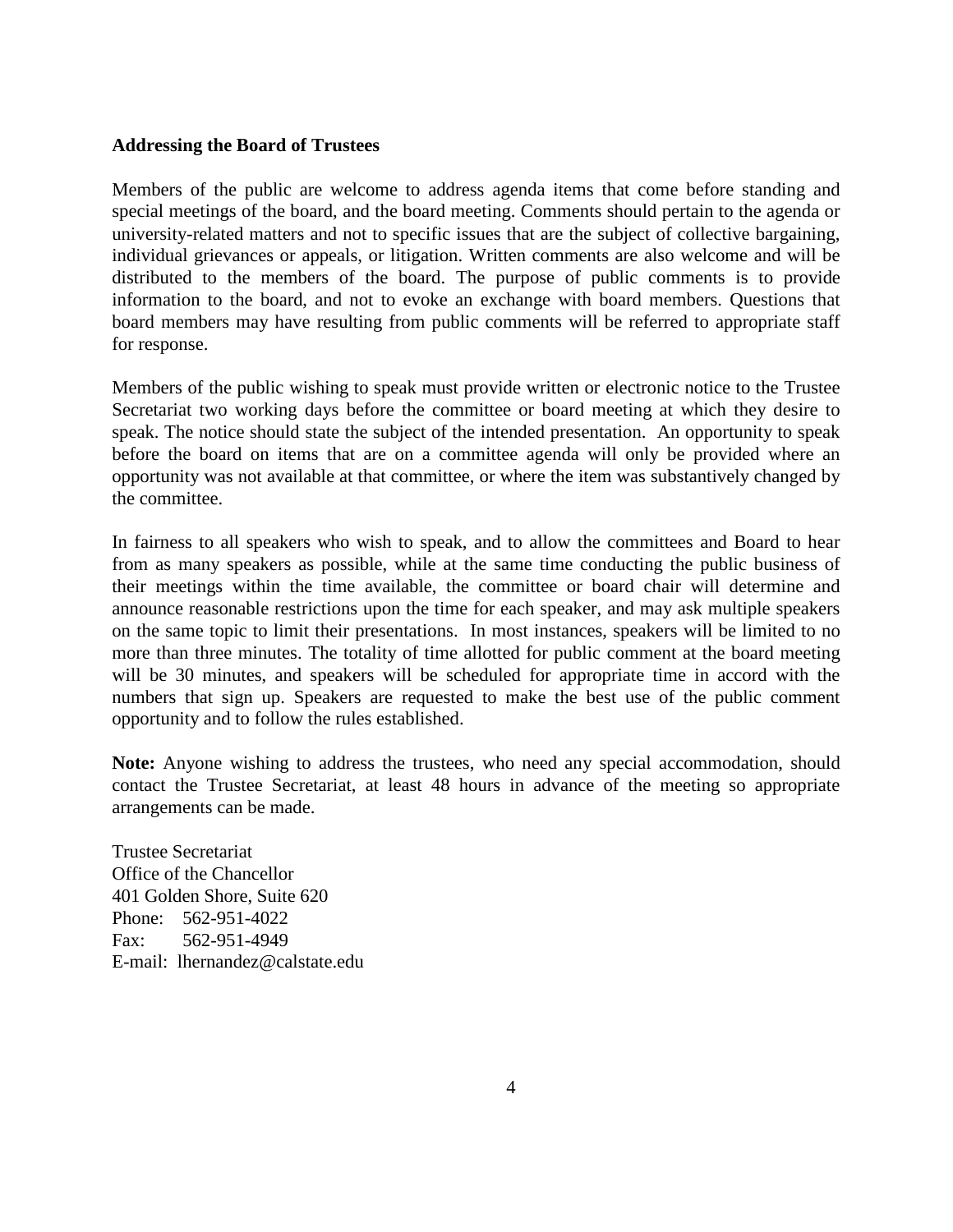**Addressing the Board of Trustees**

Members of the public are welcome to address agenda items that come before standing and special meetings of the board, and the board meeting. Comments should pertain to the agenda or university-related matters and not to specific issues that are the subject of collective bargaining, individual grievances or appeals, or litigation. Written comments are also welcome and will be distributed to the members of the board. The purpose of public comments is to provide information to the board, and not to evoke an exchange with board members. Questions that board members may have resulting from public comments will be referred to appropriate staff for response.

Members of the public wishing to speak must provide written or electronic notice to the Trustee Secretariat two working days before the committee or board meeting at which they desire to speak. The notice should state the subject of the intended presentation. An opportunity to speak before the board on items that are on a committee agenda will only be provided where an opportunity was not available at that committee, or where the item was substantively changed by the committee.

In fairness to all speakers who wish to speak, and to allow the committees and Board to hear from as many speakers as possible, while at the same time conducting the public business of their meetings within the time available, the committee or board chair will determine and announce reasonable restrictions upon the time for each speaker, and may ask multiple speakers on the same topic to limit their presentations. In most instances, speakers will be limited to no more than three minutes. The totality of time allotted for public comment at the board meeting will be 30 minutes, and speakers will be scheduled for appropriate time in accord with the numbers that sign up. Speakers are requested to make the best use of the public comment opportunity and to follow the rules established.

**Note:** Anyone wishing to address the trustees, who need any special accommodation, should contact the Trustee Secretariat, at least 48 hours in advance of the meeting so appropriate arrangements can be made.

Trustee Secretariat  
Office of the Chancellor  
401 Golden Shore, Suite 620  
Phone: 562-951-4022  
Fax: 562-951-4949  
E-mail: lhernandez@calstate.edu